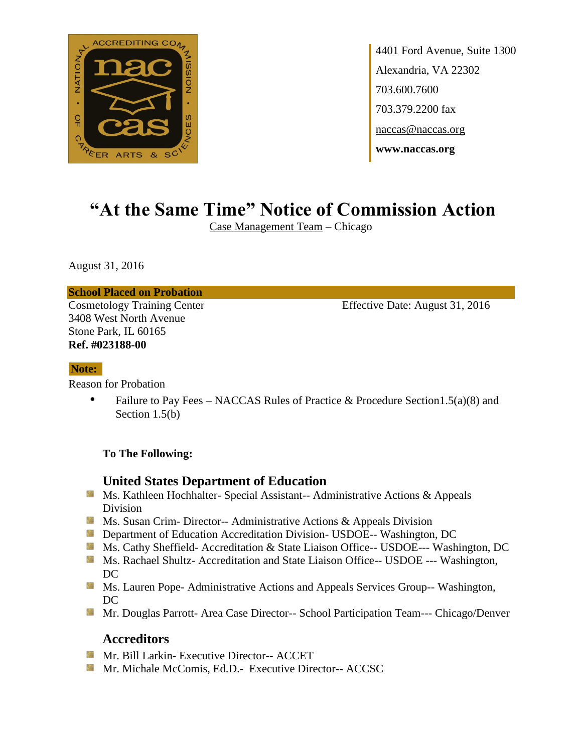4401 Ford Avenue, Suite 1300
Alexandria, VA 22302
703.600.7600
703.379.2200 fax
naccas@naccas.org
**www.naccas.org**

# "At the Same Time" Notice of Commission Action

Case Management Team – Chicago

August 31, 2016

**School Placed on Probation**

Cosmetology Training Center
3408 West North Avenue
Stone Park, IL 60165
**Ref. #023188-00**

Effective Date: August 31, 2016

**Note:**

Reason for Probation

- Failure to Pay Fees – NACCAS Rules of Practice & Procedure Section1.5(a)(8) and Section 1.5(b)

**To The Following:**

## United States Department of Education

- Ms. Kathleen Hochhalter- Special Assistant-- Administrative Actions & Appeals Division
- Ms. Susan Crim- Director-- Administrative Actions & Appeals Division
- Department of Education Accreditation Division- USDOE-- Washington, DC
- Ms. Cathy Sheffield- Accreditation & State Liaison Office-- USDOE--- Washington, DC
- Ms. Rachael Shultz- Accreditation and State Liaison Office-- USDOE --- Washington, DC
- Ms. Lauren Pope- Administrative Actions and Appeals Services Group-- Washington, DC
- Mr. Douglas Parrott- Area Case Director-- School Participation Team--- Chicago/Denver

## Accreditors

- Mr. Bill Larkin- Executive Director-- ACCET
- Mr. Michale McComis, Ed.D.- Executive Director-- ACCSC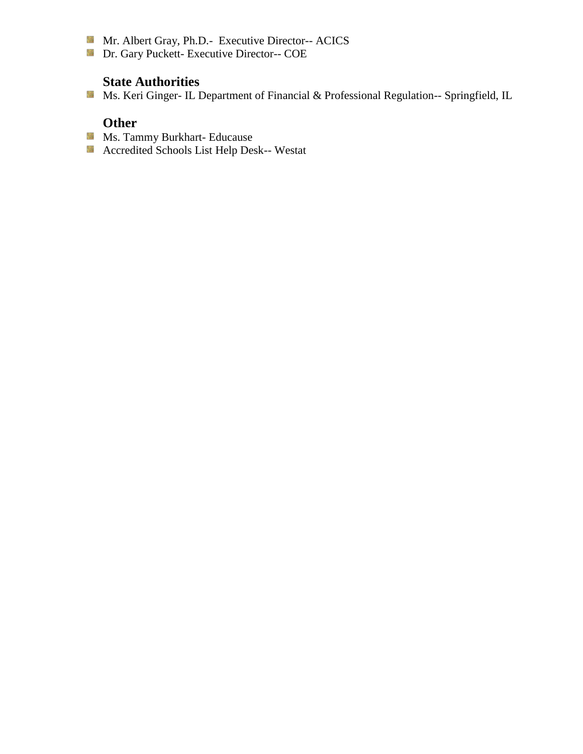- Mr. Albert Gray, Ph.D.-  Executive Director-- ACICS
- Dr. Gary Puckett- Executive Director-- COE

### State Authorities

- Ms. Keri Ginger- IL Department of Financial & Professional Regulation-- Springfield, IL

### Other

- Ms. Tammy Burkhart- Educause
- Accredited Schools List Help Desk-- Westat